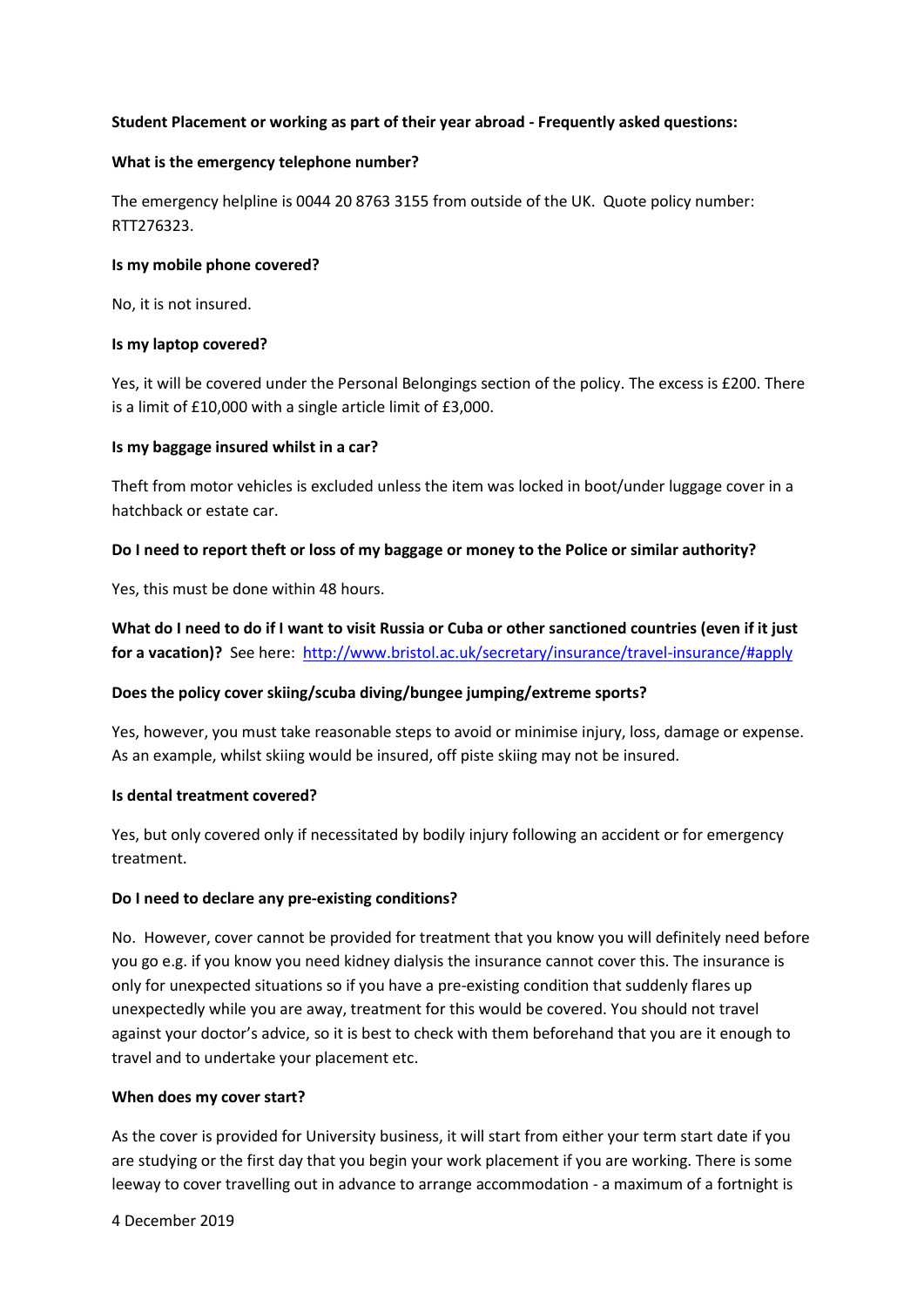**Student Placement or working as part of their year abroad - Frequently asked questions:**

**What is the emergency telephone number?**

The emergency helpline is 0044 20 8763 3155 from outside of the UK. Quote policy number: RTT276323.

**Is my mobile phone covered?**

No, it is not insured.

**Is my laptop covered?**

Yes, it will be covered under the Personal Belongings section of the policy. The excess is £200. There is a limit of £10,000 with a single article limit of £3,000.

**Is my baggage insured whilst in a car?**

Theft from motor vehicles is excluded unless the item was locked in boot/under luggage cover in a hatchback or estate car.

**Do I need to report theft or loss of my baggage or money to the Police or similar authority?**

Yes, this must be done within 48 hours.

**What do I need to do if I want to visit Russia or Cuba or other sanctioned countries (even if it just for a vacation)?** See here: [http://www.bristol.ac.uk/secretary/insurance/travel-insurance/#apply](http://www.bristol.ac.uk/secretary/insurance/travel-insurance/#apply)

**Does the policy cover skiing/scuba diving/bungee jumping/extreme sports?**

Yes, however, you must take reasonable steps to avoid or minimise injury, loss, damage or expense. As an example, whilst skiing would be insured, off piste skiing may not be insured.

**Is dental treatment covered?**

Yes, but only covered only if necessitated by bodily injury following an accident or for emergency treatment.

**Do I need to declare any pre-existing conditions?**

No. However, cover cannot be provided for treatment that you know you will definitely need before you go e.g. if you know you need kidney dialysis the insurance cannot cover this. The insurance is only for unexpected situations so if you have a pre-existing condition that suddenly flares up unexpectedly while you are away, treatment for this would be covered. You should not travel against your doctor's advice, so it is best to check with them beforehand that you are it enough to travel and to undertake your placement etc.

**When does my cover start?**

As the cover is provided for University business, it will start from either your term start date if you are studying or the first day that you begin your work placement if you are working. There is some leeway to cover travelling out in advance to arrange accommodation - a maximum of a fortnight is

4 December 2019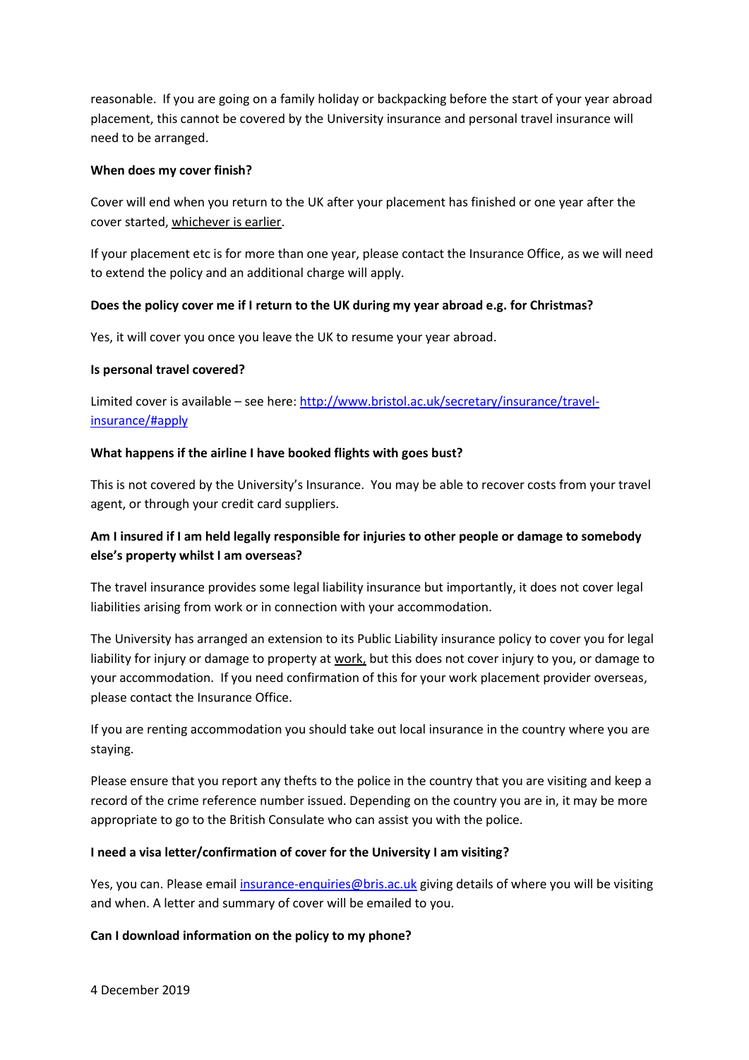reasonable. If you are going on a family holiday or backpacking before the start of your year abroad placement, this cannot be covered by the University insurance and personal travel insurance will need to be arranged.

**When does my cover finish?**

Cover will end when you return to the UK after your placement has finished or one year after the cover started, whichever is earlier.

If your placement etc is for more than one year, please contact the Insurance Office, as we will need to extend the policy and an additional charge will apply.

**Does the policy cover me if I return to the UK during my year abroad e.g. for Christmas?**

Yes, it will cover you once you leave the UK to resume your year abroad.

**Is personal travel covered?**

Limited cover is available – see here: [http://www.bristol.ac.uk/secretary/insurance/travel-insurance/#apply](http://www.bristol.ac.uk/secretary/insurance/travel-insurance/#apply)

**What happens if the airline I have booked flights with goes bust?**

This is not covered by the University's Insurance. You may be able to recover costs from your travel agent, or through your credit card suppliers.

**Am I insured if I am held legally responsible for injuries to other people or damage to somebody else's property whilst I am overseas?**

The travel insurance provides some legal liability insurance but importantly, it does not cover legal liabilities arising from work or in connection with your accommodation.

The University has arranged an extension to its Public Liability insurance policy to cover you for legal liability for injury or damage to property at work, but this does not cover injury to you, or damage to your accommodation. If you need confirmation of this for your work placement provider overseas, please contact the Insurance Office.

If you are renting accommodation you should take out local insurance in the country where you are staying.

Please ensure that you report any thefts to the police in the country that you are visiting and keep a record of the crime reference number issued. Depending on the country you are in, it may be more appropriate to go to the British Consulate who can assist you with the police.

**I need a visa letter/confirmation of cover for the University I am visiting?**

Yes, you can. Please email [insurance-enquiries@bris.ac.uk](mailto:insurance-enquiries@bris.ac.uk) giving details of where you will be visiting and when. A letter and summary of cover will be emailed to you.

**Can I download information on the policy to my phone?**

4 December 2019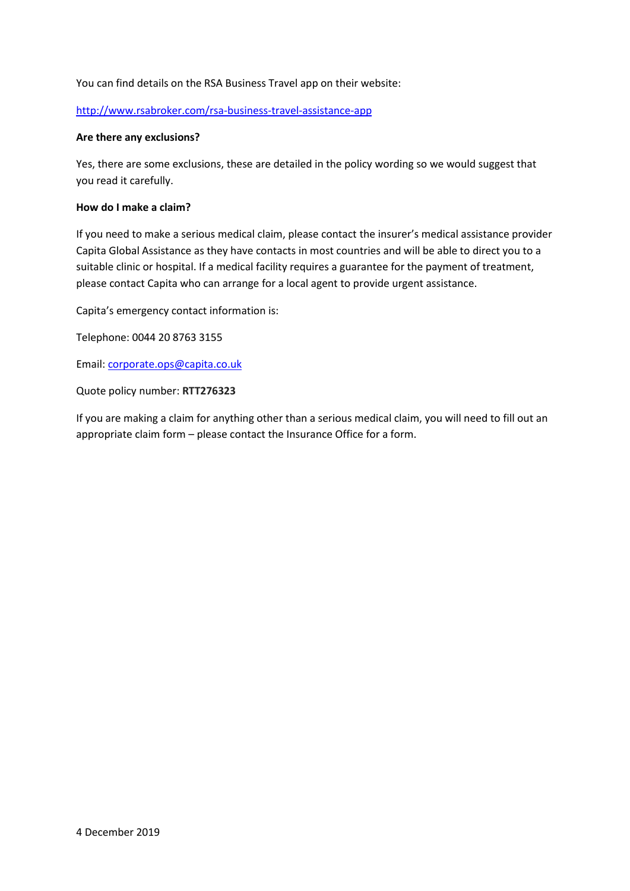You can find details on the RSA Business Travel app on their website:

http://www.rsabroker.com/rsa-business-travel-assistance-app

**Are there any exclusions?**

Yes, there are some exclusions, these are detailed in the policy wording so we would suggest that you read it carefully.

**How do I make a claim?**

If you need to make a serious medical claim, please contact the insurer's medical assistance provider Capita Global Assistance as they have contacts in most countries and will be able to direct you to a suitable clinic or hospital. If a medical facility requires a guarantee for the payment of treatment, please contact Capita who can arrange for a local agent to provide urgent assistance.

Capita's emergency contact information is:

Telephone: 0044 20 8763 3155

Email: corporate.ops@capita.co.uk

Quote policy number: **RTT276323**

If you are making a claim for anything other than a serious medical claim, you will need to fill out an appropriate claim form – please contact the Insurance Office for a form.

4 December 2019